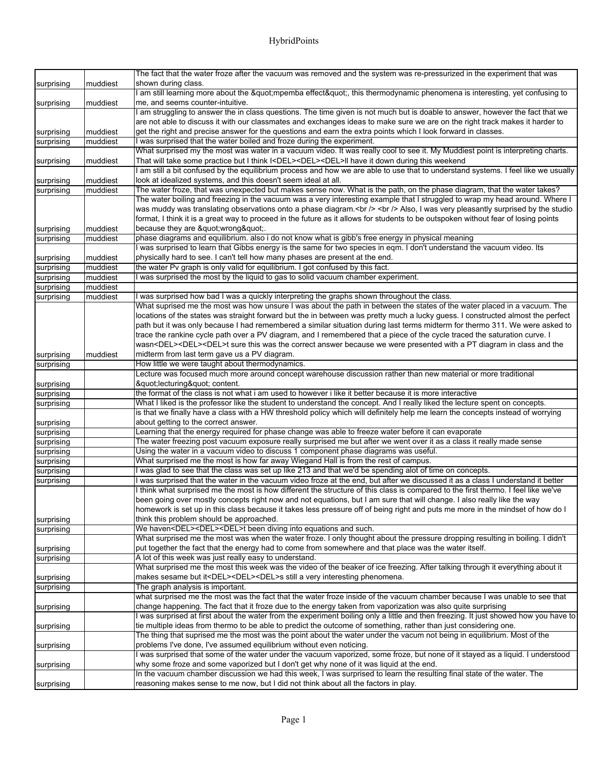| | | |
|---|---|---|
| surprising | muddiest | The fact that the water froze after the vacuum was removed and the system was re-pressurized in the experiment that was shown during class. |
| surprising | muddiest | I am still learning more about the &quot;mpemba effect&quot;, this thermodynamic phenomena is interesting, yet confusing to me, and seems counter-intuitive. |
| surprising | muddiest | I am struggling to answer the in class questions. The time given is not much but is doable to answer, however the fact that we are not able to discuss it with our classmates and exchanges ideas to make sure we are on the right track makes it harder to get the right and precise answer for the questions and earn the extra points which I look forward in classes. |
| surprising | muddiest | I was surprised that the water boiled and froze during the experiment. |
| surprising | muddiest | What surprised my the most was water in a vacuum video. It was really cool to see it. My Muddiest point is interpreting charts. That will take some practice but I think I<DEL><DEL><DEL>ll have it down during this weekend |
| surprising | muddiest | I am still a bit confused by the equilibrium process and how we are able to use that to understand systems. I feel like we usually look at idealized systems, and this doesn't seem ideal at all. |
| surprising | muddiest | The water froze, that was unexpected but makes sense now. What is the path, on the phase diagram, that the water takes? |
| surprising | muddiest | The water boiling and freezing in the vacuum was a very interesting example that I struggled to wrap my head around. Where I was muddy was translating observations onto a phase diagram.<br /> <br /> Also, I was very pleasantly surprised by the studio format, I think it is a great way to proceed in the future as it allows for students to be outspoken without fear of losing points because they are &quot;wrong&quot;. |
| surprising | muddiest | phase diagrams and equilibrium. also i do not know what is gibb's free energy in physical meaning |
| surprising | muddiest | I was surprised to learn that Gibbs energy is the same for two species in eqm. I don't understand the vacuum video. Its physically hard to see. I can't tell how many phases are present at the end. |
| surprising | muddiest | the water Pv graph is only valid for equilibrium. I got confused by this fact. |
| surprising | muddiest | I was surprised the most by the liquid to gas to solid vacuum chamber experiment. |
| surprising | muddiest | |
| surprising | muddiest | I was surprised how bad I was a quickly interpreting the graphs shown throughout the class. |
| surprising | muddiest | What suprised me the most was how unsure I was about the path in between the states of the water placed in a vacuum. The locations of the states was straight forward but the in between was pretty much a lucky guess. I constructed almost the perfect path but it was only because I had remembered a similar situation during last terms midterm for thermo 311. We were asked to trace the rankine cycle path over a PV diagram, and I remembered that a piece of the cycle traced the saturation curve. I wasn<DEL><DEL><DEL>t sure this was the correct answer because we were presented with a PT diagram in class and the midterm from last term gave us a PV diagram. |
| surprising | | How little we were taught about thermodynamics. |
| surprising | | Lecture was focused much more around concept warehouse discussion rather than new material or more traditional &quot;lecturing&quot; content. |
| surprising | | the format of the class is not what i am used to however i like it better because it is more interactive |
| surprising | | What I liked is the professor like the student to understand the concept. And I really liked the lecture spent on concepts. |
| surprising | | is that we finally have a class with a HW threshold policy which will definitely help me learn the concepts instead of worrying about getting to the correct answer. |
| surprising | | Learning that the energy required for phase change was able to freeze water before it can evaporate |
| surprising | | The water freezing post vacuum exposure really surprised me but after we went over it as a class it really made sense |
| surprising | | Using the water in a vacuum video to discuss 1 component phase diagrams was useful. |
| surprising | | What surprised me the most is how far away Wiegand Hall is from the rest of campus. |
| surprising | | I was glad to see that the class was set up like 213 and that we'd be spending alot of time on concepts. |
| surprising | | I was surprised that the water in the vacuum video froze at the end, but after we discussed it as a class I understand it better |
| surprising | | I think what surprised me the most is how different the structure of this class is compared to the first thermo. I feel like we've been going over mostly concepts right now and not equations, but I am sure that will change. I also really like the way homework is set up in this class because it takes less pressure off of being right and puts me more in the mindset of how do I think this problem should be approached. |
| surprising | | We haven<DEL><DEL><DEL>t been diving into equations and such. |
| surprising | | What surprised me the most was when the water froze. I only thought about the pressure dropping resulting in boiling. I didn't put together the fact that the energy had to come from somewhere and that place was the water itself. |
| surprising | | A lot of this week was just really easy to understand. |
| surprising | | What surprised me the most this week was the video of the beaker of ice freezing. After talking through it everything about it makes sesame but it<DEL><DEL><DEL>s still a very interesting phenomena. |
| surprising | | The graph analysis is important. |
| surprising | | what surprised me the most was the fact that the water froze inside of the vacuum chamber because I was unable to see that change happening. The fact that it froze due to the energy taken from vaporization was also quite surprising |
| surprising | | I was surprised at first about the water from the experiment boiling only a little and then freezing. It just showed how you have to tie multiple ideas from thermo to be able to predict the outcome of something, rather than just considering one. |
| surprising | | The thing that suprised me the most was the point about the water under the vacum not being in equilibrium. Most of the problems I've done, I've assumed equilibrium without even noticing. |
| surprising | | I was surprised that some of the water under the vacuum vaporized, some froze, but none of it stayed as a liquid. I understood why some froze and some vaporized but I don't get why none of it was liquid at the end. |
| surprising | | In the vacuum chamber discussion we had this week, I was surprised to learn the resulting final state of the water. The reasoning makes sense to me now, but I did not think about all the factors in play. |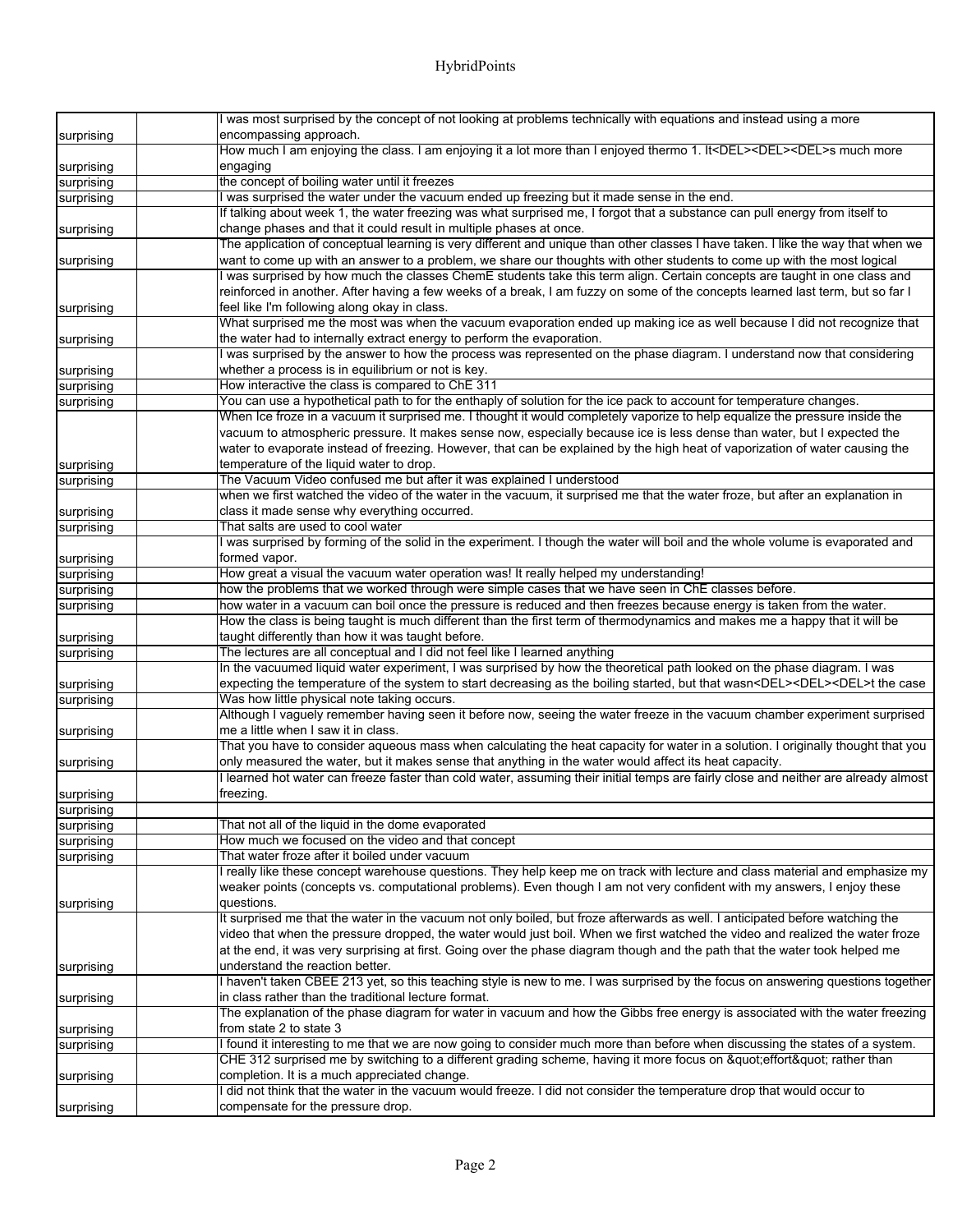| | | |
|---|---|---|
| surprising | | I was most surprised by the concept of not looking at problems technically with equations and instead using a more encompassing approach. |
| surprising | | How much I am enjoying the class. I am enjoying it a lot more than I enjoyed thermo 1. It<DEL><DEL><DEL>s much more engaging |
| surprising | | the concept of boiling water until it freezes |
| surprising | | I was surprised the water under the vacuum ended up freezing but it made sense in the end. |
| surprising | | If talking about week 1, the water freezing was what surprised me, I forgot that a substance can pull energy from itself to change phases and that it could result in multiple phases at once. |
| surprising | | The application of conceptual learning is very different and unique than other classes I have taken. I like the way that when we want to come up with an answer to a problem, we share our thoughts with other students to come up with the most logical |
| surprising | | I was surprised by how much the classes ChemE students take this term align. Certain concepts are taught in one class and reinforced in another. After having a few weeks of a break, I am fuzzy on some of the concepts learned last term, but so far I feel like I'm following along okay in class. |
| surprising | | What surprised me the most was when the vacuum evaporation ended up making ice as well because I did not recognize that the water had to internally extract energy to perform the evaporation. |
| surprising | | I was surprised by the answer to how the process was represented on the phase diagram. I understand now that considering whether a process is in equilibrium or not is key. |
| surprising | | How interactive the class is compared to ChE 311 |
| surprising | | You can use a hypothetical path to for the enthaply of solution for the ice pack to account for temperature changes. |
| surprising | | When Ice froze in a vacuum it surprised me. I thought it would completely vaporize to help equalize the pressure inside the vacuum to atmospheric pressure. It makes sense now, especially because ice is less dense than water, but I expected the water to evaporate instead of freezing. However, that can be explained by the high heat of vaporization of water causing the temperature of the liquid water to drop. |
| surprising | | The Vacuum Video confused me but after it was explained I understood |
| surprising | | when we first watched the video of the water in the vacuum, it surprised me that the water froze, but after an explanation in class it made sense why everything occurred. |
| surprising | | That salts are used to cool water |
| surprising | | I was surprised by forming of the solid in the experiment. I though the water will boil and the whole volume is evaporated and formed vapor. |
| surprising | | How great a visual the vacuum water operation was! It really helped my understanding! |
| surprising | | how the problems that we worked through were simple cases that we have seen in ChE classes before. |
| surprising | | how water in a vacuum can boil once the pressure is reduced and then freezes because energy is taken from the water. |
| surprising | | How the class is being taught is much different than the first term of thermodynamics and makes me a happy that it will be taught differently than how it was taught before. |
| surprising | | The lectures are all conceptual and I did not feel like I learned anything |
| surprising | | In the vacuumed liquid water experiment, I was surprised by how the theoretical path looked on the phase diagram. I was expecting the temperature of the system to start decreasing as the boiling started, but that wasn<DEL><DEL><DEL>t the case |
| surprising | | Was how little physical note taking occurs. |
| surprising | | Although I vaguely remember having seen it before now, seeing the water freeze in the vacuum chamber experiment surprised me a little when I saw it in class. |
| surprising | | That you have to consider aqueous mass when calculating the heat capacity for water in a solution. I originally thought that you only measured the water, but it makes sense that anything in the water would affect its heat capacity. |
| surprising | | I learned hot water can freeze faster than cold water, assuming their initial temps are fairly close and neither are already almost freezing. |
| surprising | | |
| surprising | | That not all of the liquid in the dome evaporated |
| surprising | | How much we focused on the video and that concept |
| surprising | | That water froze after it boiled under vacuum |
| surprising | | I really like these concept warehouse questions. They help keep me on track with lecture and class material and emphasize my weaker points (concepts vs. computational problems). Even though I am not very confident with my answers, I enjoy these questions. |
| surprising | | It surprised me that the water in the vacuum not only boiled, but froze afterwards as well. I anticipated before watching the video that when the pressure dropped, the water would just boil. When we first watched the video and realized the water froze at the end, it was very surprising at first. Going over the phase diagram though and the path that the water took helped me understand the reaction better. |
| surprising | | I haven't taken CBEE 213 yet, so this teaching style is new to me. I was surprised by the focus on answering questions together in class rather than the traditional lecture format. |
| surprising | | The explanation of the phase diagram for water in vacuum and how the Gibbs free energy is associated with the water freezing from state 2 to state 3 |
| surprising | | I found it interesting to me that we are now going to consider much more than before when discussing the states of a system. |
| surprising | | CHE 312 surprised me by switching to a different grading scheme, having it more focus on &quot;effort&quot; rather than completion. It is a much appreciated change. |
| surprising | | I did not think that the water in the vacuum would freeze. I did not consider the temperature drop that would occur to compensate for the pressure drop. |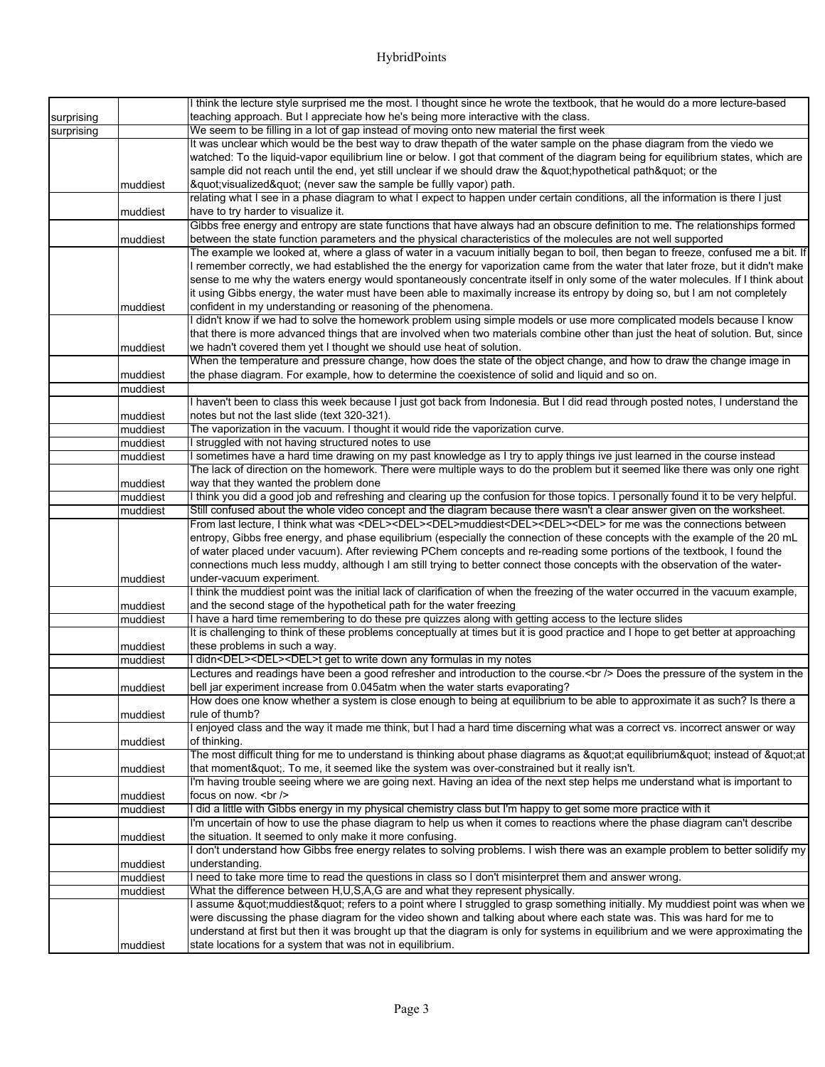| | | |
|---|---|---|
| surprising | | I think the lecture style surprised me the most. I thought since he wrote the textbook, that he would do a more lecture-based teaching approach. But I appreciate how he's being more interactive with the class. |
| surprising | | We seem to be filling in a lot of gap instead of moving onto new material the first week |
| | muddiest | It was unclear which would be the best way to draw thepath of the water sample on the phase diagram from the viedo we watched: To the liquid-vapor equilibrium line or below. I got that comment of the diagram being for equilibrium states, which are sample did not reach until the end, yet still unclear if we should draw the &quot;hypothetical path&quot; or the &quot;visualized&quot; (never saw the sample be fullly vapor) path. |
| | muddiest | relating what I see in a phase diagram to what I expect to happen under certain conditions, all the information is there I just have to try harder to visualize it. |
| | muddiest | Gibbs free energy and entropy are state functions that have always had an obscure definition to me. The relationships formed between the state function parameters and the physical characteristics of the molecules are not well supported |
| | muddiest | The example we looked at, where a glass of water in a vacuum initially began to boil, then began to freeze, confused me a bit. If I remember correctly, we had established the the energy for vaporization came from the water that later froze, but it didn't make sense to me why the waters energy would spontaneously concentrate itself in only some of the water molecules. If I think about it using Gibbs energy, the water must have been able to maximally increase its entropy by doing so, but I am not completely confident in my understanding or reasoning of the phenomena. |
| | muddiest | I didn't know if we had to solve the homework problem using simple models or use more complicated models because I know that there is more advanced things that are involved when two materials combine other than just the heat of solution. But, since we hadn't covered them yet I thought we should use heat of solution. |
| | muddiest | When the temperature and pressure change, how does the state of the object change, and how to draw the change image in the phase diagram. For example, how to determine the coexistence of solid and liquid and so on. |
| | muddiest | |
| | muddiest | I haven't been to class this week because I just got back from Indonesia. But I did read through posted notes, I understand the notes but not the last slide (text 320-321). |
| | muddiest | The vaporization in the vacuum. I thought it would ride the vaporization curve. |
| | muddiest | I struggled with not having structured notes to use |
| | muddiest | I sometimes have a hard time drawing on my past knowledge as I try to apply things ive just learned in the course instead |
| | muddiest | The lack of direction on the homework. There were multiple ways to do the problem but it seemed like there was only one right way that they wanted the problem done |
| | muddiest | I think you did a good job and refreshing and clearing up the confusion for those topics. I personally found it to be very helpful. |
| | muddiest | Still confused about the whole video concept and the diagram because there wasn't a clear answer given on the worksheet. |
| | muddiest | From last lecture, I think what was <DEL><DEL><DEL>muddiest<DEL><DEL><DEL> for me was the connections between entropy, Gibbs free energy, and phase equilibrium (especially the connection of these concepts with the example of the 20 mL of water placed under vacuum). After reviewing PChem concepts and re-reading some portions of the textbook, I found the connections much less muddy, although I am still trying to better connect those concepts with the observation of the water-under-vacuum experiment. |
| | muddiest | I think the muddiest point was the initial lack of clarification of when the freezing of the water occurred in the vacuum example, and the second stage of the hypothetical path for the water freezing |
| | muddiest | I have a hard time remembering to do these pre quizzes along with getting access to the lecture slides |
| | muddiest | It is challenging to think of these problems conceptually at times but it is good practice and I hope to get better at approaching these problems in such a way. |
| | muddiest | I didn<DEL><DEL><DEL>t get to write down any formulas in my notes |
| | muddiest | Lectures and readings have been a good refresher and introduction to the course.<br /> Does the pressure of the system in the bell jar experiment increase from 0.045atm when the water starts evaporating? |
| | muddiest | How does one know whether a system is close enough to being at equilibrium to be able to approximate it as such? Is there a rule of thumb? |
| | muddiest | I enjoyed class and the way it made me think, but I had a hard time discerning what was a correct vs. incorrect answer or way of thinking. |
| | muddiest | The most difficult thing for me to understand is thinking about phase diagrams as &quot;at equilibrium&quot; instead of &quot;at that moment&quot;. To me, it seemed like the system was over-constrained but it really isn't. |
| | muddiest | I'm having trouble seeing where we are going next. Having an idea of the next step helps me understand what is important to focus on now. <br /> |
| | muddiest | I did a little with Gibbs energy in my physical chemistry class but I'm happy to get some more practice with it |
| | muddiest | I'm uncertain of how to use the phase diagram to help us when it comes to reactions where the phase diagram can't describe the situation. It seemed to only make it more confusing. |
| | muddiest | I don't understand how Gibbs free energy relates to solving problems. I wish there was an example problem to better solidify my understanding. |
| | muddiest | I need to take more time to read the questions in class so I don't misinterpret them and answer wrong. |
| | muddiest | What the difference between H,U,S,A,G are and what they represent physically. |
| | muddiest | I assume &quot;muddiest&quot; refers to a point where I struggled to grasp something initially. My muddiest point was when we were discussing the phase diagram for the video shown and talking about where each state was. This was hard for me to understand at first but then it was brought up that the diagram is only for systems in equilibrium and we were approximating the state locations for a system that was not in equilibrium. |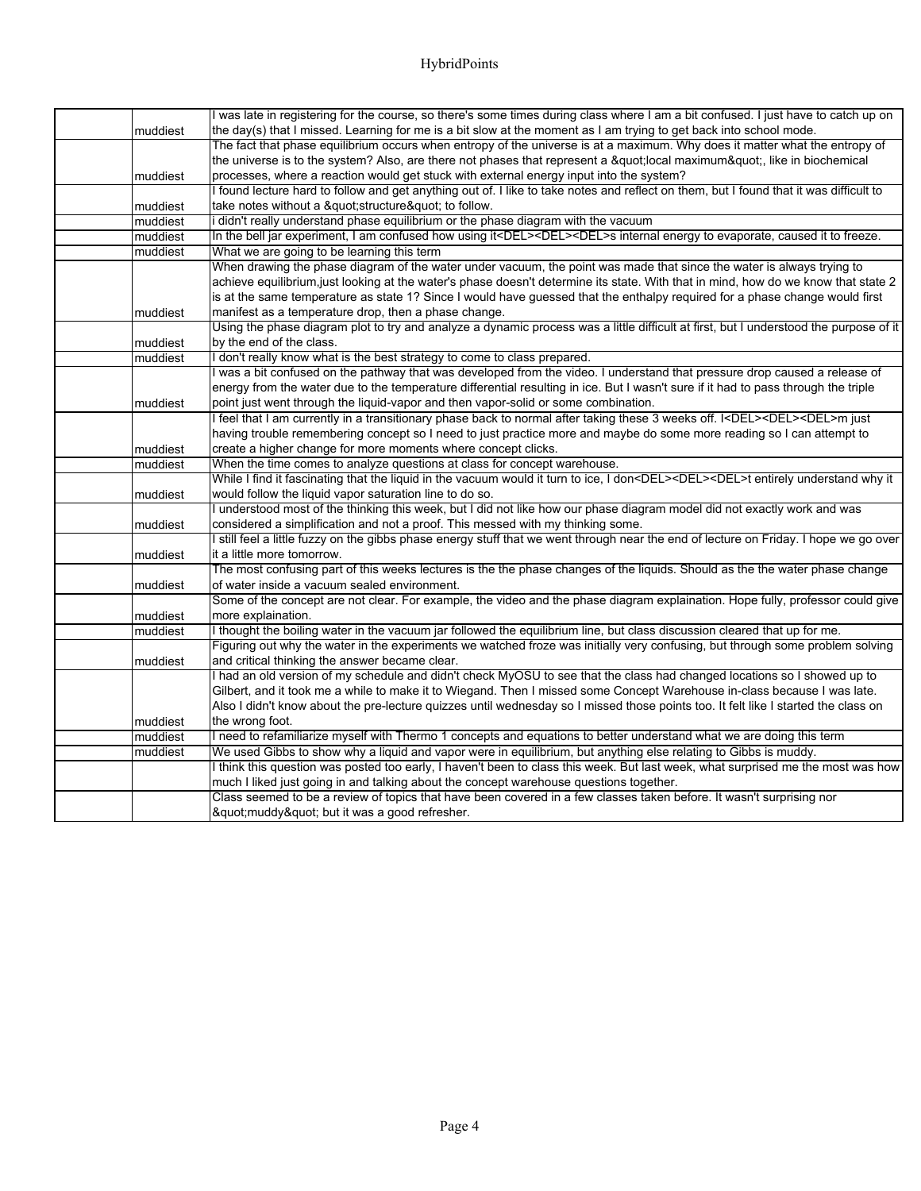| | | |
|---|---|---|
| | muddiest | I was late in registering for the course, so there's some times during class where I am a bit confused. I just have to catch up on the day(s) that I missed. Learning for me is a bit slow at the moment as I am trying to get back into school mode. |
| | muddiest | The fact that phase equilibrium occurs when entropy of the universe is at a maximum. Why does it matter what the entropy of the universe is to the system? Also, are there not phases that represent a &quot;local maximum&quot;, like in biochemical processes, where a reaction would get stuck with external energy input into the system? |
| | muddiest | I found lecture hard to follow and get anything out of. I like to take notes and reflect on them, but I found that it was difficult to take notes without a &quot;structure&quot; to follow. |
| | muddiest | i didn't really understand phase equilibrium or the phase diagram with the vacuum |
| | muddiest | In the bell jar experiment, I am confused how using it<DEL><DEL><DEL>s internal energy to evaporate, caused it to freeze. |
| | muddiest | What we are going to be learning this term |
| | muddiest | When drawing the phase diagram of the water under vacuum, the point was made that since the water is always trying to achieve equilibrium,just looking at the water's phase doesn't determine its state. With that in mind, how do we know that state 2 is at the same temperature as state 1? Since I would have guessed that the enthalpy required for a phase change would first manifest as a temperature drop, then a phase change. |
| | muddiest | Using the phase diagram plot to try and analyze a dynamic process was a little difficult at first, but I understood the purpose of it by the end of the class. |
| | muddiest | I don't really know what is the best strategy to come to class prepared. |
| | muddiest | I was a bit confused on the pathway that was developed from the video. I understand that pressure drop caused a release of energy from the water due to the temperature differential resulting in ice. But I wasn't sure if it had to pass through the triple point just went through the liquid-vapor and then vapor-solid or some combination. |
| | muddiest | I feel that I am currently in a transitional phase back to normal after taking these 3 weeks off. I<DEL><DEL><DEL>m just having trouble remembering concept so I need to just practice more and maybe do some more reading so I can attempt to create a higher change for more moments where concept clicks. |
| | muddiest | When the time comes to analyze questions at class for concept warehouse. |
| | muddiest | While I find it fascinating that the liquid in the vacuum would it turn to ice, I don<DEL><DEL><DEL>t entirely understand why it would follow the liquid vapor saturation line to do so. |
| | muddiest | I understood most of the thinking this week, but I did not like how our phase diagram model did not exactly work and was considered a simplification and not a proof. This messed with my thinking some. |
| | muddiest | I still feel a little fuzzy on the gibbs phase energy stuff that we went through near the end of lecture on Friday. I hope we go over it a little more tomorrow. |
| | muddiest | The most confusing part of this weeks lectures is the the phase changes of the liquids. Should as the the water phase change of water inside a vacuum sealed environment. |
| | muddiest | Some of the concept are not clear. For example, the video and the phase diagram explaination. Hope fully, professor could give more explaination. |
| | muddiest | I thought the boiling water in the vacuum jar followed the equilibrium line, but class discussion cleared that up for me. |
| | muddiest | Figuring out why the water in the experiments we watched froze was initially very confusing, but through some problem solving and critical thinking the answer became clear. |
| | muddiest | I had an old version of my schedule and didn't check MyOSU to see that the class had changed locations so I showed up to Gilbert, and it took me a while to make it to Wiegand. Then I missed some Concept Warehouse in-class because I was late. Also I didn't know about the pre-lecture quizzes until wednesday so I missed those points too. It felt like I started the class on the wrong foot. |
| | muddiest | I need to refamiliarize myself with Thermo 1 concepts and equations to better understand what we are doing this term |
| | muddiest | We used Gibbs to show why a liquid and vapor were in equilibrium, but anything else relating to Gibbs is muddy. |
| | | I think this question was posted too early, I haven't been to class this week. But last week, what surprised me the most was how much I liked just going in and talking about the concept warehouse questions together. |
| | | Class seemed to be a review of topics that have been covered in a few classes taken before. It wasn't surprising nor &quot;muddy&quot; but it was a good refresher. |